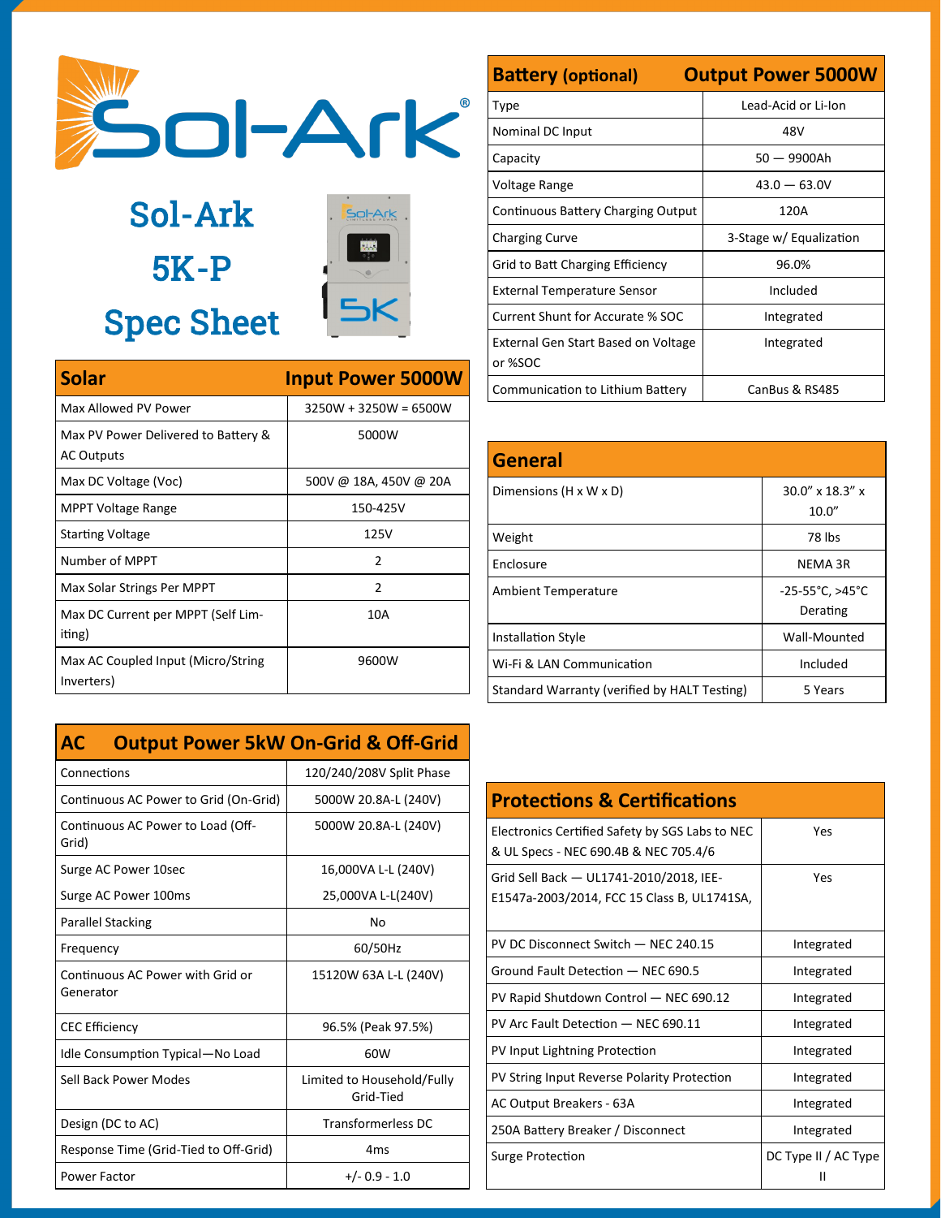# Sol-Ark 5K-P Spec Sheet

| Solar | Input Power 5000W |
| --- | --- |
| Max Allowed PV Power | 3250W + 3250W = 6500W |
| Max PV Power Delivered to Battery & AC Outputs | 5000W |
| Max DC Voltage (Voc) | 500V @ 18A, 450V @ 20A |
| MPPT Voltage Range | 150-425V |
| Starting Voltage | 125V |
| Number of MPPT | 2 |
| Max Solar Strings Per MPPT | 2 |
| Max DC Current per MPPT (Self Limiting) | 10A |
| Max AC Coupled Input (Micro/String Inverters) | 9600W |

| AC | Output Power 5kW On-Grid & Off-Grid |
| --- | --- |
| Connections | 120/240/208V Split Phase |
| Continuous AC Power to Grid (On-Grid) | 5000W 20.8A-L (240V) |
| Continuous AC Power to Load (Off-Grid) | 5000W 20.8A-L (240V) |
| Surge AC Power 10sec | 16,000VA L-L (240V) |
| Surge AC Power 100ms | 25,000VA L-L(240V) |
| Parallel Stacking | No |
| Frequency | 60/50Hz |
| Continuous AC Power with Grid or Generator | 15120W 63A L-L (240V) |
| CEC Efficiency | 96.5% (Peak 97.5%) |
| Idle Consumption Typical—No Load | 60W |
| Sell Back Power Modes | Limited to Household/Fully Grid-Tied |
| Design (DC to AC) | Transformerless DC |
| Response Time (Grid-Tied to Off-Grid) | 4ms |
| Power Factor | +/- 0.9 - 1.0 |

| Battery (optional) | Output Power 5000W |
| --- | --- |
| Type | Lead-Acid or Li-Ion |
| Nominal DC Input | 48V |
| Capacity | 50 — 9900Ah |
| Voltage Range | 43.0 — 63.0V |
| Continuous Battery Charging Output | 120A |
| Charging Curve | 3-Stage w/ Equalization |
| Grid to Batt Charging Efficiency | 96.0% |
| External Temperature Sensor | Included |
| Current Shunt for Accurate % SOC | Integrated |
| External Gen Start Based on Voltage or %SOC | Integrated |
| Communication to Lithium Battery | CanBus & RS485 |

| General | |
| --- | --- |
| Dimensions (H x W x D) | 30.0" x 18.3" x 10.0" |
| Weight | 78 lbs |
| Enclosure | NEMA 3R |
| Ambient Temperature | -25-55°C, >45°C Derating |
| Installation Style | Wall-Mounted |
| Wi-Fi & LAN Communication | Included |
| Standard Warranty (verified by HALT Testing) | 5 Years |

| Protections & Certifications | |
| --- | --- |
| Electronics Certified Safety by SGS Labs to NEC & UL Specs - NEC 690.4B & NEC 705.4/6 | Yes |
| Grid Sell Back — UL1741-2010/2018, IEE-E1547a-2003/2014, FCC 15 Class B, UL1741SA, | Yes |
| PV DC Disconnect Switch — NEC 240.15 | Integrated |
| Ground Fault Detection — NEC 690.5 | Integrated |
| PV Rapid Shutdown Control — NEC 690.12 | Integrated |
| PV Arc Fault Detection — NEC 690.11 | Integrated |
| PV Input Lightning Protection | Integrated |
| PV String Input Reverse Polarity Protection | Integrated |
| AC Output Breakers - 63A | Integrated |
| 250A Battery Breaker / Disconnect | Integrated |
| Surge Protection | DC Type II / AC Type II |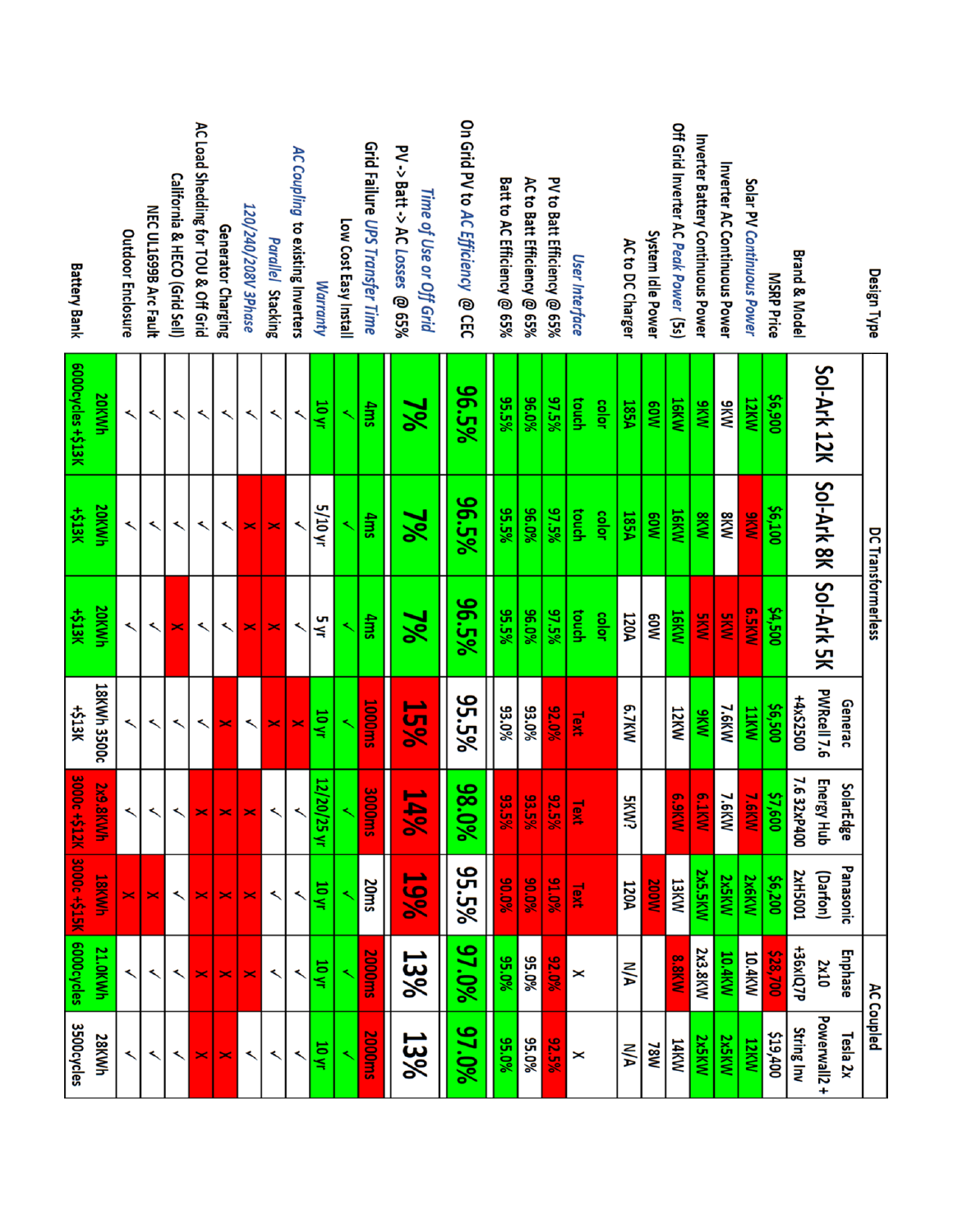| Design Type | DC Transformerless | | | | | | AC Coupled | |
|---|---|---|---|---|---|---|---|---|
| Brand & Model | Sol-Ark 12K | Sol-Ark 8K | Sol-Ark 5K | Generac PWRcell 7.6 +4xS2500 | SolarEdge Energy Hub 7.6 32xP400 | Panasonic (Darfon) 2xH5001 | Enphase 2x10 +36xIQ7P | Tesla 2x Powerwall2 + String Inv |
| MSRP Price | $6,900 | $6,100 | $4,500 | $6,500 | $7,600 | $6,200 | $28,700 | $19,400 |
| Solar PV *Continuous Power* | 12KW | 9KW | 6.5KW | 11KW | 7.6KW | 2x6KW | 10.4KW | 12KW |
| Inverter AC Continuous Power | 9KW | 8KW | 5KW | 7.6KW | 7.6KW | 2x5KW | 10.4KW | 2x5KW |
| Inverter Battery Continuous Power | 9KW | 8KW | 5KW | 9KW | 6.1KW | 2x5.5KW | 2x3.8KW | 2x5KW |
| Off Grid Inverter AC *Peak Power* (5s) | 16KW | 16KW | 16KW | 12KW | 6.9KW | 13KW | 8.8KW | 14KW |
| System Idle Power | 60W | 60W | 60W | | | 200W | | 78W |
| AC to DC Charger | 185A | 185A | 120A | 6.7KW | 5KW? | 120A | N/A | N/A |
| *User Interface* | color touch | color touch | color touch | Text | Text | Text | × | × |
| PV to Batt Efficiency @ 65% | 97.5% | 97.5% | 97.5% | 92.0% | 92.5% | 91.0% | 92.0% | 92.5% |
| AC to Batt Efficiency @ 65% | 96.0% | 96.0% | 96.0% | 93.0% | 93.5% | 90.0% | 95.0% | 95.0% |
| Batt to AC Efficiency @ 65% | 95.5% | 95.5% | 95.5% | 93.0% | 93.5% | 90.0% | 95.0% | 95.0% |
| On Grid PV to *AC Efficiency* @ CEC | 96.5% | 96.5% | 96.5% | 95.5% | 98.0% | 95.5% | 97.0% | 97.0% |
| *Time of Use or Off Grid* PV -> Batt -> AC *Losses* @ 65% | 7% | 7% | 7% | 15% | 14% | 19% | 13% | 13% |
| Grid Failure *UPS Transfer Time* | 4ms | 4ms | 4ms | 1000ms | 3000ms | 20ms | 2000ms | 2000ms |
| Low Cost Easy Install | ✓ | ✓ | ✓ | ✓ | ✓ | ✓ | ✓ | ✓ |
| *Warranty* | 10 yr | 5/10 yr | 5 yr | 10 yr | 12/20/25 yr | 10 yr | 10 yr | 10 yr |
| *AC Coupling* to existing Inverters | ✓ | ✓ | ✓ | × | ✓ | ✓ | ✓ | ✓ |
| *Parallel* Stacking | ✓ | × | × | × | ✓ | ✓ | ✓ | ✓ |
| *120/240/208V 3Phase* | ✓ | × | × | ✓ | × | ✓ | × | ✓ |
| Generator Charging | ✓ | ✓ | ✓ | × | × | × | × | × |
| AC Load Shedding for TOU & Off Grid | ✓ | ✓ | ✓ | ✓ | × | × | × | × |
| California & HECO (Grid Sell) | ✓ | ✓ | × | ✓ | ✓ | ✓ | ✓ | ✓ |
| NEC UL1699B Arc Fault | ✓ | ✓ | ✓ | ✓ | ✓ | × | ✓ | ✓ |
| Outdoor Enclosure | ✓ | ✓ | ✓ | ✓ | ✓ | × | ✓ | ✓ |
| Battery Bank | 20KWh 6000cycles +$13K | 20KWh +$13K | 20KWh +$13K | 18KWh 3500c +$13K | 2x9.8KWh 3000c +$12K | 18KWh 3000c +$15K | 21.0KWh 6000cycles | 28KWh 3500cycles |